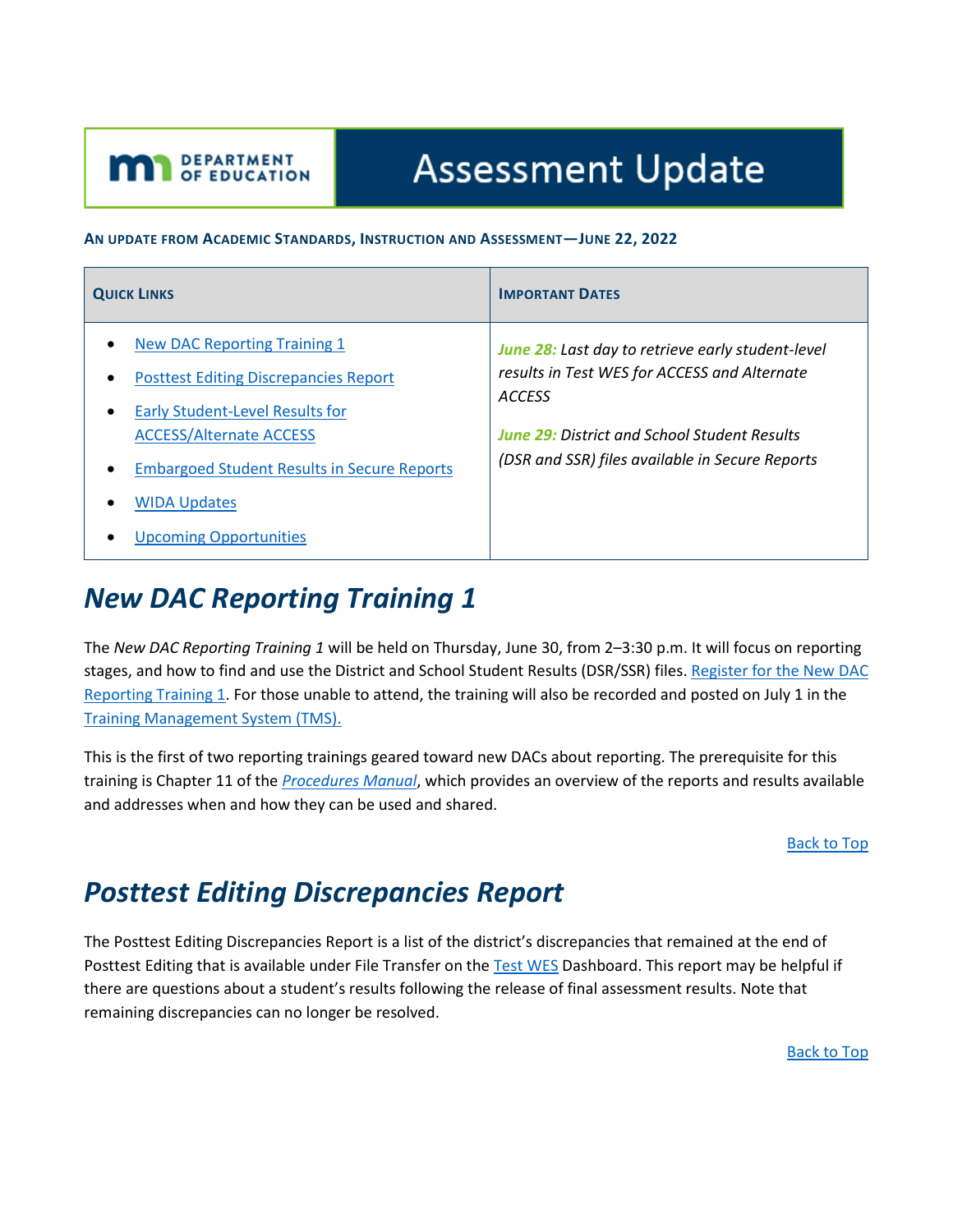# Assessment Update

**An update from Academic Standards, Instruction and Assessment—June 22, 2022**

| Quick Links | Important Dates |
| --- | --- |
| • New DAC Reporting Training 1<br>• Posttest Editing Discrepancies Report<br>• Early Student-Level Results for ACCESS/Alternate ACCESS<br>• Embargoed Student Results in Secure Reports<br>• WIDA Updates<br>• Upcoming Opportunities | ***June 28:*** *Last day to retrieve early student-level results in Test WES for ACCESS and Alternate ACCESS*<br><br>***June 29:*** *District and School Student Results (DSR and SSR) files available in Secure Reports* |

## *New DAC Reporting Training 1*

The *New DAC Reporting Training 1* will be held on Thursday, June 30, from 2–3:30 p.m. It will focus on reporting stages, and how to find and use the District and School Student Results (DSR/SSR) files. Register for the New DAC Reporting Training 1. For those unable to attend, the training will also be recorded and posted on July 1 in the Training Management System (TMS).

This is the first of two reporting trainings geared toward new DACs about reporting. The prerequisite for this training is Chapter 11 of the *Procedures Manual*, which provides an overview of the reports and results available and addresses when and how they can be used and shared.

Back to Top

## *Posttest Editing Discrepancies Report*

The Posttest Editing Discrepancies Report is a list of the district's discrepancies that remained at the end of Posttest Editing that is available under File Transfer on the Test WES Dashboard. This report may be helpful if there are questions about a student's results following the release of final assessment results. Note that remaining discrepancies can no longer be resolved.

Back to Top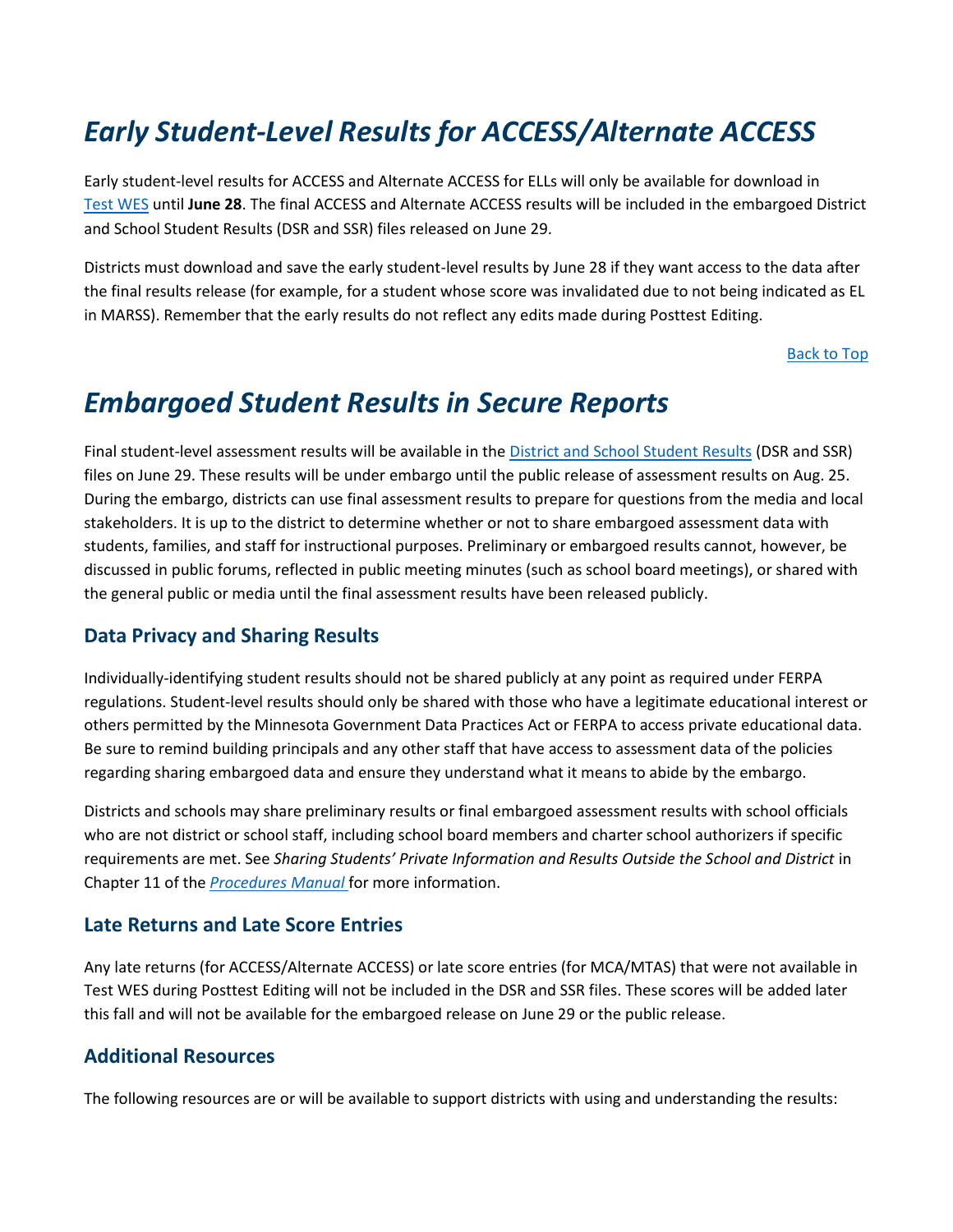# *Early Student-Level Results for ACCESS/Alternate ACCESS*

Early student-level results for ACCESS and Alternate ACCESS for ELLs will only be available for download in [Test WES](#) until **June 28**. The final ACCESS and Alternate ACCESS results will be included in the embargoed District and School Student Results (DSR and SSR) files released on June 29.

Districts must download and save the early student-level results by June 28 if they want access to the data after the final results release (for example, for a student whose score was invalidated due to not being indicated as EL in MARSS). Remember that the early results do not reflect any edits made during Posttest Editing.

[Back to Top](#)

# *Embargoed Student Results in Secure Reports*

Final student-level assessment results will be available in the [District and School Student Results](#) (DSR and SSR) files on June 29. These results will be under embargo until the public release of assessment results on Aug. 25. During the embargo, districts can use final assessment results to prepare for questions from the media and local stakeholders. It is up to the district to determine whether or not to share embargoed assessment data with students, families, and staff for instructional purposes. Preliminary or embargoed results cannot, however, be discussed in public forums, reflected in public meeting minutes (such as school board meetings), or shared with the general public or media until the final assessment results have been released publicly.

## Data Privacy and Sharing Results

Individually-identifying student results should not be shared publicly at any point as required under FERPA regulations. Student-level results should only be shared with those who have a legitimate educational interest or others permitted by the Minnesota Government Data Practices Act or FERPA to access private educational data. Be sure to remind building principals and any other staff that have access to assessment data of the policies regarding sharing embargoed data and ensure they understand what it means to abide by the embargo.

Districts and schools may share preliminary results or final embargoed assessment results with school officials who are not district or school staff, including school board members and charter school authorizers if specific requirements are met. See *Sharing Students' Private Information and Results Outside the School and District* in Chapter 11 of the [*Procedures Manual*](#) for more information.

## Late Returns and Late Score Entries

Any late returns (for ACCESS/Alternate ACCESS) or late score entries (for MCA/MTAS) that were not available in Test WES during Posttest Editing will not be included in the DSR and SSR files. These scores will be added later this fall and will not be available for the embargoed release on June 29 or the public release.

## Additional Resources

The following resources are or will be available to support districts with using and understanding the results: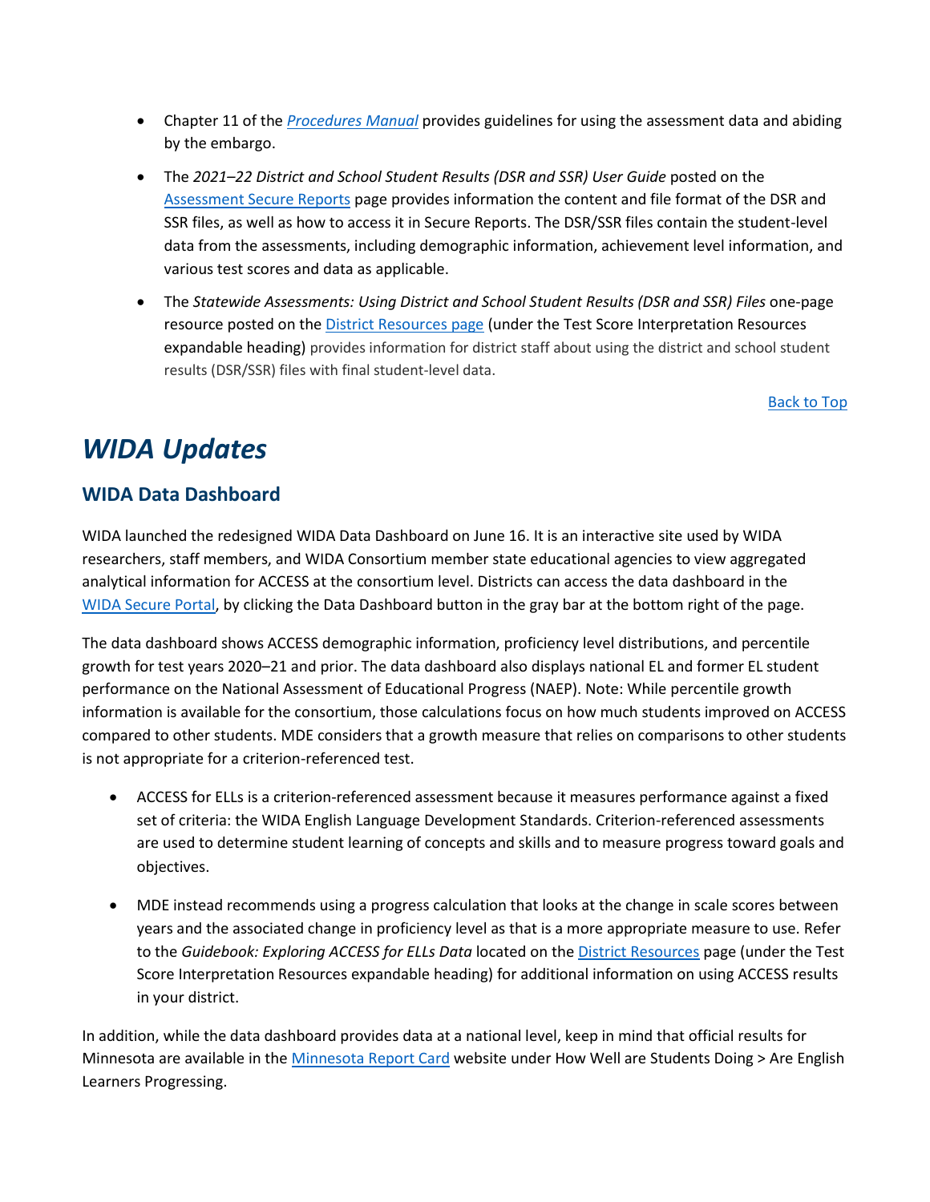- Chapter 11 of the *[Procedures Manual](#)* provides guidelines for using the assessment data and abiding by the embargo.
- The *2021–22 District and School Student Results (DSR and SSR) User Guide* posted on the [Assessment Secure Reports](#) page provides information the content and file format of the DSR and SSR files, as well as how to access it in Secure Reports. The DSR/SSR files contain the student-level data from the assessments, including demographic information, achievement level information, and various test scores and data as applicable.
- The *Statewide Assessments: Using District and School Student Results (DSR and SSR) Files* one-page resource posted on the [District Resources page](#) (under the Test Score Interpretation Resources expandable heading) provides information for district staff about using the district and school student results (DSR/SSR) files with final student-level data.

[Back to Top](#)

# *WIDA Updates*

## WIDA Data Dashboard

WIDA launched the redesigned WIDA Data Dashboard on June 16. It is an interactive site used by WIDA researchers, staff members, and WIDA Consortium member state educational agencies to view aggregated analytical information for ACCESS at the consortium level. Districts can access the data dashboard in the [WIDA Secure Portal](#), by clicking the Data Dashboard button in the gray bar at the bottom right of the page.

The data dashboard shows ACCESS demographic information, proficiency level distributions, and percentile growth for test years 2020–21 and prior. The data dashboard also displays national EL and former EL student performance on the National Assessment of Educational Progress (NAEP). Note: While percentile growth information is available for the consortium, those calculations focus on how much students improved on ACCESS compared to other students. MDE considers that a growth measure that relies on comparisons to other students is not appropriate for a criterion-referenced test.

- ACCESS for ELLs is a criterion-referenced assessment because it measures performance against a fixed set of criteria: the WIDA English Language Development Standards. Criterion-referenced assessments are used to determine student learning of concepts and skills and to measure progress toward goals and objectives.
- MDE instead recommends using a progress calculation that looks at the change in scale scores between years and the associated change in proficiency level as that is a more appropriate measure to use. Refer to the *Guidebook: Exploring ACCESS for ELLs Data* located on the [District Resources](#) page (under the Test Score Interpretation Resources expandable heading) for additional information on using ACCESS results in your district.

In addition, while the data dashboard provides data at a national level, keep in mind that official results for Minnesota are available in the [Minnesota Report Card](#) website under How Well are Students Doing > Are English Learners Progressing.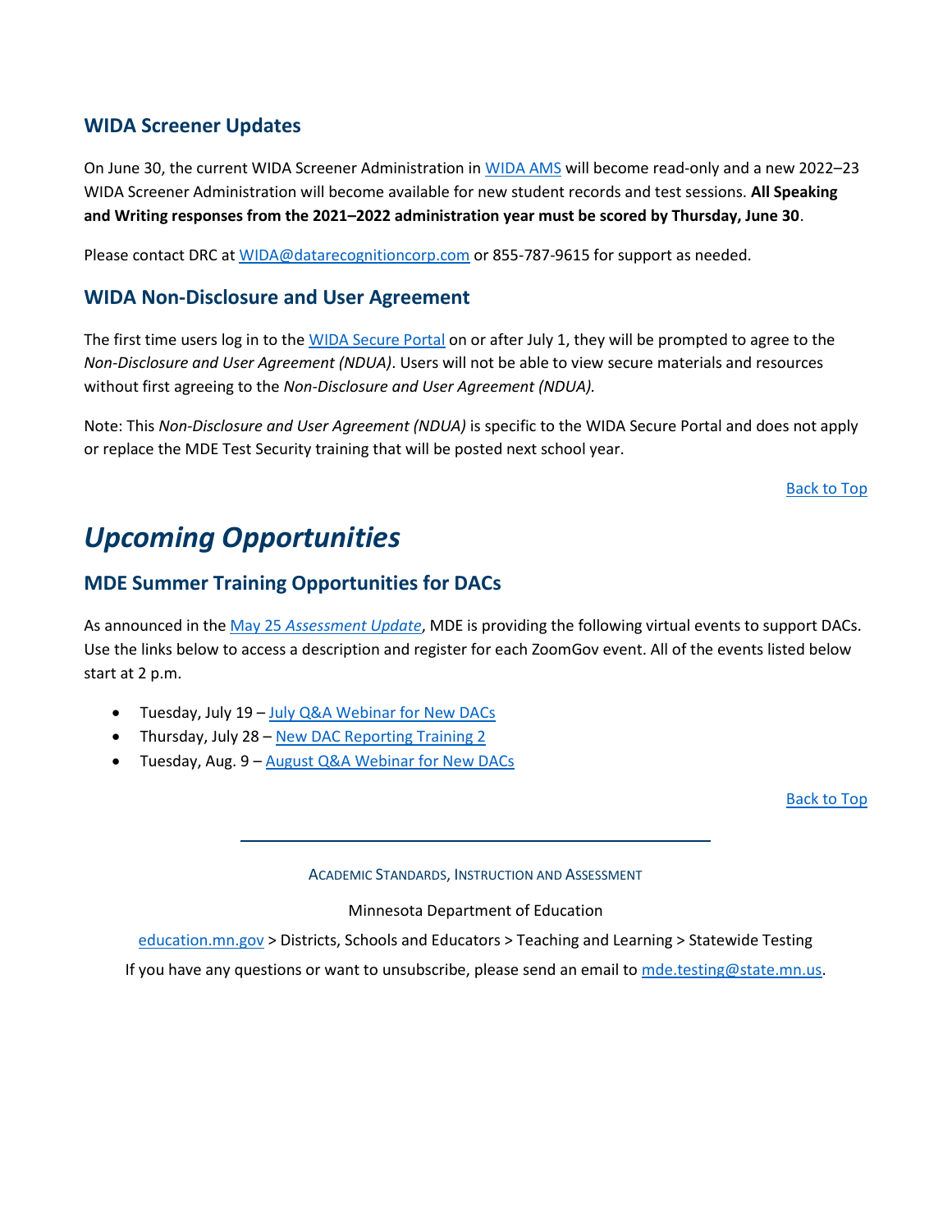## WIDA Screener Updates

On June 30, the current WIDA Screener Administration in WIDA AMS will become read-only and a new 2022–23 WIDA Screener Administration will become available for new student records and test sessions. **All Speaking and Writing responses from the 2021–2022 administration year must be scored by Thursday, June 30**.

Please contact DRC at WIDA@datarecognitioncorp.com or 855-787-9615 for support as needed.

## WIDA Non-Disclosure and User Agreement

The first time users log in to the WIDA Secure Portal on or after July 1, they will be prompted to agree to the *Non-Disclosure and User Agreement (NDUA)*. Users will not be able to view secure materials and resources without first agreeing to the *Non-Disclosure and User Agreement (NDUA).*

Note: This *Non-Disclosure and User Agreement (NDUA)* is specific to the WIDA Secure Portal and does not apply or replace the MDE Test Security training that will be posted next school year.

Back to Top

# *Upcoming Opportunities*

## MDE Summer Training Opportunities for DACs

As announced in the May 25 *Assessment Update*, MDE is providing the following virtual events to support DACs. Use the links below to access a description and register for each ZoomGov event. All of the events listed below start at 2 p.m.

- Tuesday, July 19 – July Q&A Webinar for New DACs
- Thursday, July 28 – New DAC Reporting Training 2
- Tuesday, Aug. 9 – August Q&A Webinar for New DACs

Back to Top

---

ACADEMIC STANDARDS, INSTRUCTION AND ASSESSMENT

Minnesota Department of Education

education.mn.gov > Districts, Schools and Educators > Teaching and Learning > Statewide Testing

If you have any questions or want to unsubscribe, please send an email to mde.testing@state.mn.us.